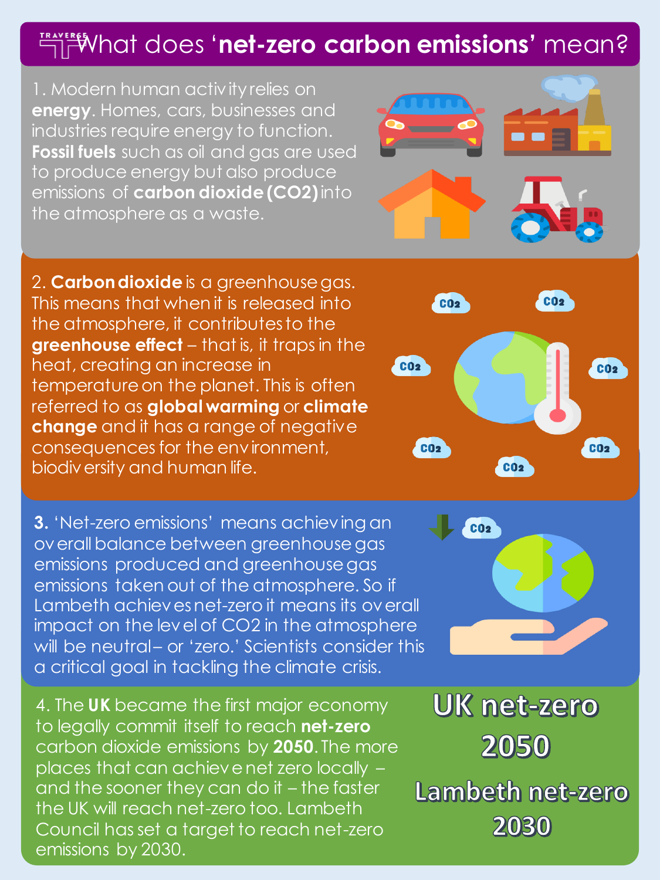# What does '**net-zero carbon emissions**' mean?

1. Modern human activity relies on **energy**. Homes, cars, businesses and industries require energy to function. **Fossil fuels** such as oil and gas are used to produce energy but also produce emissions of **carbon dioxide ($CO_2$)** into the atmosphere as a waste.

2. **Carbon dioxide** is a greenhouse gas. This means that when it is released into the atmosphere, it contributes to the **greenhouse effect** – that is, it traps in the heat, creating an increase in temperature on the planet. This is often referred to as **global warming** or **climate change** and it has a range of negative consequences for the environment, biodiversity and human life.

3. 'Net-zero emissions' means achieving an overall balance between greenhouse gas emissions produced and greenhouse gas emissions taken out of the atmosphere. So if Lambeth achieves net-zero it means its overall impact on the level of $CO_2$ in the atmosphere will be neutral – or 'zero.' Scientists consider this a critical goal in tackling the climate crisis.

4. The **UK** became the first major economy to legally commit itself to reach **net-zero** carbon dioxide emissions by **2050**. The more places that can achieve net zero locally – and the sooner they can do it – the faster the UK will reach net-zero too. Lambeth Council has set a target to reach net-zero emissions by 2030.

**UK net-zero 2050**

**Lambeth net-zero 2030**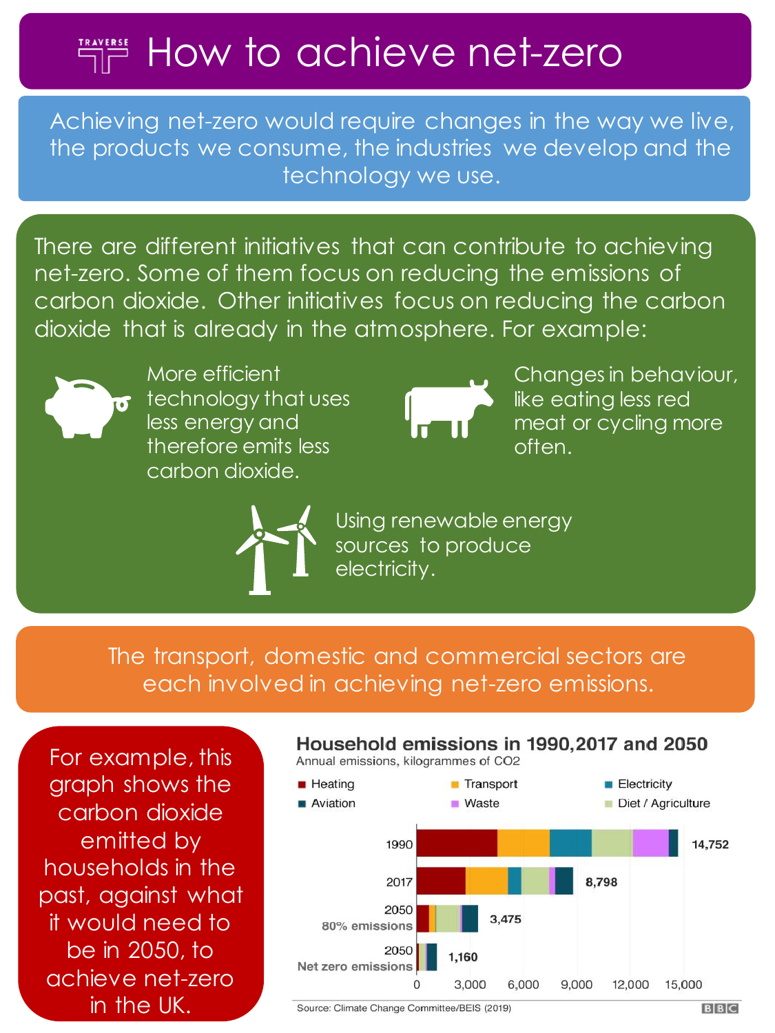# How to achieve net-zero

Achieving net-zero would require changes in the way we live, the products we consume, the industries we develop and the technology we use.

There are different initiatives that can contribute to achieving net-zero. Some of them focus on reducing the emissions of carbon dioxide. Other initiatives focus on reducing the carbon dioxide that is already in the atmosphere. For example:

- More efficient technology that uses less energy and therefore emits less carbon dioxide.
- Changes in behaviour, like eating less red meat or cycling more often.
- Using renewable energy sources to produce electricity.

The transport, domestic and commercial sectors are each involved in achieving net-zero emissions.

For example, this graph shows the carbon dioxide emitted by households in the past, against what it would need to be in 2050, to achieve net-zero in the UK.

**Household emissions in 1990, 2017 and 2050**

Annual emissions, kilogrammes of CO2

Heating
Transport
Electricity
Aviation
Waste
Diet / Agriculture

1990 — 14,752
2017 — 8,798
2050 80% emissions — 3,475
2050 Net zero emissions — 1,160

0
3,000
6,000
9,000
12,000
15,000

Source: Climate Change Committee/BEIS (2019)

BBC